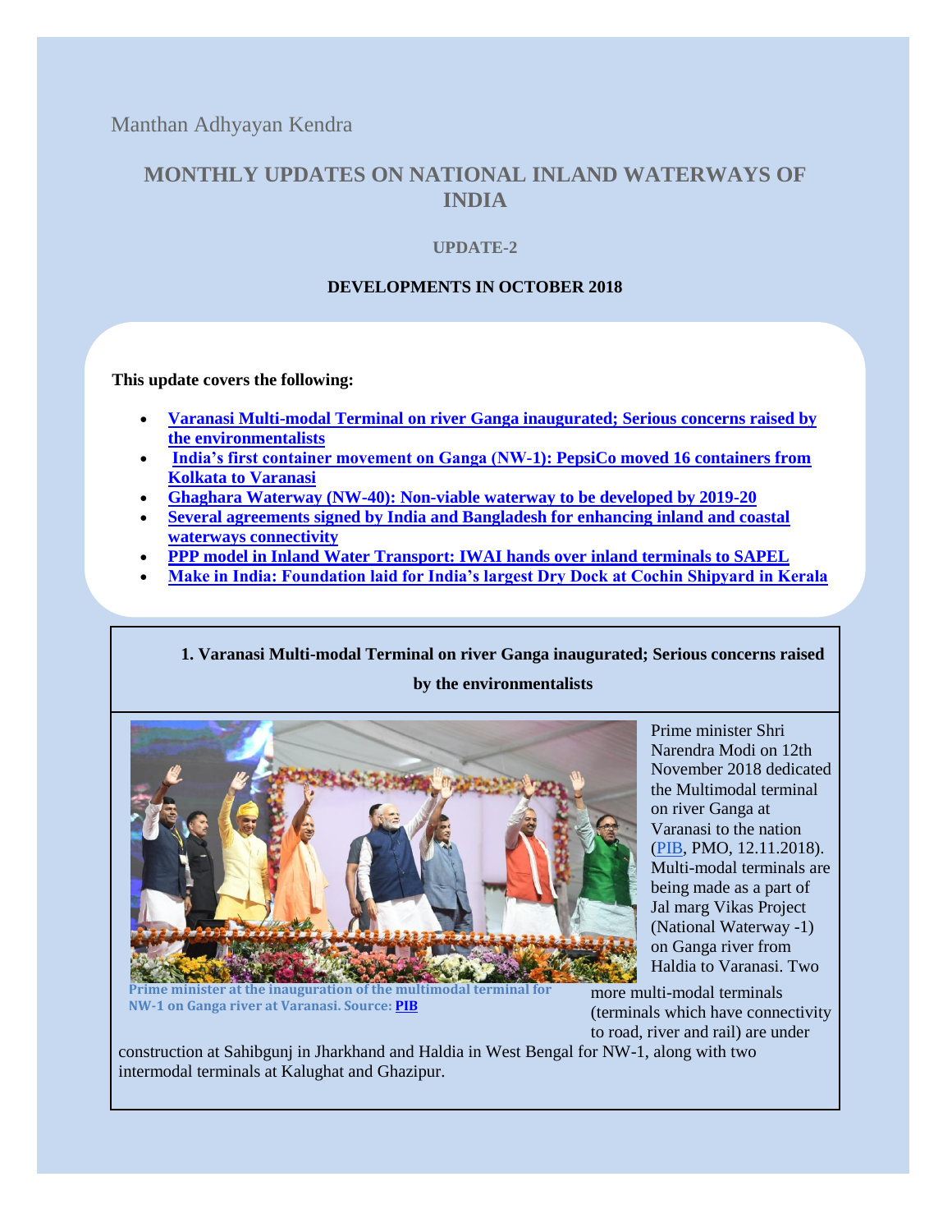Manthan Adhyayan Kendra

# MONTHLY UPDATES ON NATIONAL INLAND WATERWAYS OF INDIA

### UPDATE-2

### DEVELOPMENTS IN OCTOBER 2018

**This update covers the following:**

- **Varanasi Multi-modal Terminal on river Ganga inaugurated; Serious concerns raised by the environmentalists**
- **India's first container movement on Ganga (NW-1): PepsiCo moved 16 containers from Kolkata to Varanasi**
- **Ghaghara Waterway (NW-40): Non-viable waterway to be developed by 2019-20**
- **Several agreements signed by India and Bangladesh for enhancing inland and coastal waterways connectivity**
- **PPP model in Inland Water Transport: IWAI hands over inland terminals to SAPEL**
- **Make in India: Foundation laid for India's largest Dry Dock at Cochin Shipyard in Kerala**

## 1. Varanasi Multi-modal Terminal on river Ganga inaugurated; Serious concerns raised by the environmentalists

Prime minister at the inauguration of the multimodal terminal for NW-1 on Ganga river at Varanasi. Source: PIB

Prime minister Shri Narendra Modi on 12th November 2018 dedicated the Multimodal terminal on river Ganga at Varanasi to the nation (PIB, PMO, 12.11.2018). Multi-modal terminals are being made as a part of Jal marg Vikas Project (National Waterway -1) on Ganga river from Haldia to Varanasi. Two more multi-modal terminals (terminals which have connectivity to road, river and rail) are under construction at Sahibgunj in Jharkhand and Haldia in West Bengal for NW-1, along with two intermodal terminals at Kalughat and Ghazipur.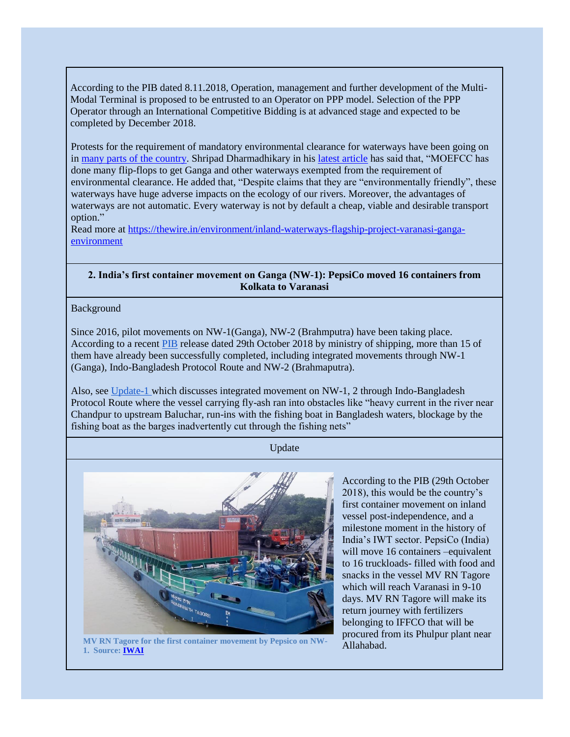According to the PIB dated 8.11.2018, Operation, management and further development of the Multi-Modal Terminal is proposed to be entrusted to an Operator on PPP model. Selection of the PPP Operator through an International Competitive Bidding is at advanced stage and expected to be completed by December 2018.

Protests for the requirement of mandatory environmental clearance for waterways have been going on in many parts of the country. Shripad Dharmadhikary in his latest article has said that, "MOEFCC has done many flip-flops to get Ganga and other waterways exempted from the requirement of environmental clearance. He added that, "Despite claims that they are "environmentally friendly", these waterways have huge adverse impacts on the ecology of our rivers. Moreover, the advantages of waterways are not automatic. Every waterway is not by default a cheap, viable and desirable transport option."
Read more at https://thewire.in/environment/inland-waterways-flagship-project-varanasi-ganga-environment

**2. India's first container movement on Ganga (NW-1): PepsiCo moved 16 containers from Kolkata to Varanasi**

Background

Since 2016, pilot movements on NW-1(Ganga), NW-2 (Brahmputra) have been taking place. According to a recent PIB release dated 29th October 2018 by ministry of shipping, more than 15 of them have already been successfully completed, including integrated movements through NW-1 (Ganga), Indo-Bangladesh Protocol Route and NW-2 (Brahmaputra).

Also, see Update-1 which discusses integrated movement on NW-1, 2 through Indo-Bangladesh Protocol Route where the vessel carrying fly-ash ran into obstacles like "heavy current in the river near Chandpur to upstream Baluchar, run-ins with the fishing boat in Bangladesh waters, blockage by the fishing boat as the barges inadvertently cut through the fishing nets"

Update

MV RN Tagore for the first container movement by Pepsico on NW-1. Source: **IWAI**

According to the PIB (29th October 2018), this would be the country's first container movement on inland vessel post-independence, and a milestone moment in the history of India's IWT sector. PepsiCo (India) will move 16 containers –equivalent to 16 truckloads- filled with food and snacks in the vessel MV RN Tagore which will reach Varanasi in 9-10 days. MV RN Tagore will make its return journey with fertilizers belonging to IFFCO that will be procured from its Phulpur plant near Allahabad.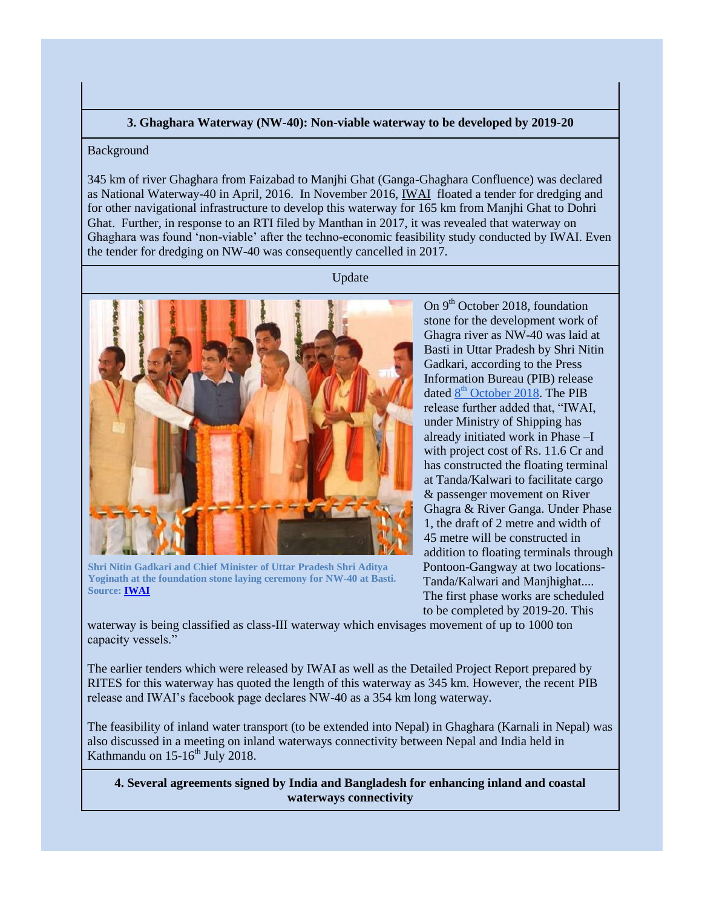### 3. Ghaghara Waterway (NW-40): Non-viable waterway to be developed by 2019-20

Background

345 km of river Ghaghara from Faizabad to Manjhi Ghat (Ganga-Ghaghara Confluence) was declared as National Waterway-40 in April, 2016. In November 2016, IWAI floated a tender for dredging and for other navigational infrastructure to develop this waterway for 165 km from Manjhi Ghat to Dohri Ghat. Further, in response to an RTI filed by Manthan in 2017, it was revealed that waterway on Ghaghara was found 'non-viable' after the techno-economic feasibility study conducted by IWAI. Even the tender for dredging on NW-40 was consequently cancelled in 2017.

Update

**Shri Nitin Gadkari and Chief Minister of Uttar Pradesh Shri Aditya Yoginath at the foundation stone laying ceremony for NW-40 at Basti. Source: IWAI**

On 9th October 2018, foundation stone for the development work of Ghagra river as NW-40 was laid at Basti in Uttar Pradesh by Shri Nitin Gadkari, according to the Press Information Bureau (PIB) release dated 8th October 2018. The PIB release further added that, "IWAI, under Ministry of Shipping has already initiated work in Phase –I with project cost of Rs. 11.6 Cr and has constructed the floating terminal at Tanda/Kalwari to facilitate cargo & passenger movement on River Ghagra & River Ganga. Under Phase 1, the draft of 2 metre and width of 45 metre will be constructed in addition to floating terminals through Pontoon-Gangway at two locations- Tanda/Kalwari and Manjhighat.... The first phase works are scheduled to be completed by 2019-20. This waterway is being classified as class-III waterway which envisages movement of up to 1000 ton capacity vessels."

The earlier tenders which were released by IWAI as well as the Detailed Project Report prepared by RITES for this waterway has quoted the length of this waterway as 345 km. However, the recent PIB release and IWAI's facebook page declares NW-40 as a 354 km long waterway.

The feasibility of inland water transport (to be extended into Nepal) in Ghaghara (Karnali in Nepal) was also discussed in a meeting on inland waterways connectivity between Nepal and India held in Kathmandu on 15-16th July 2018.

### 4. Several agreements signed by India and Bangladesh for enhancing inland and coastal waterways connectivity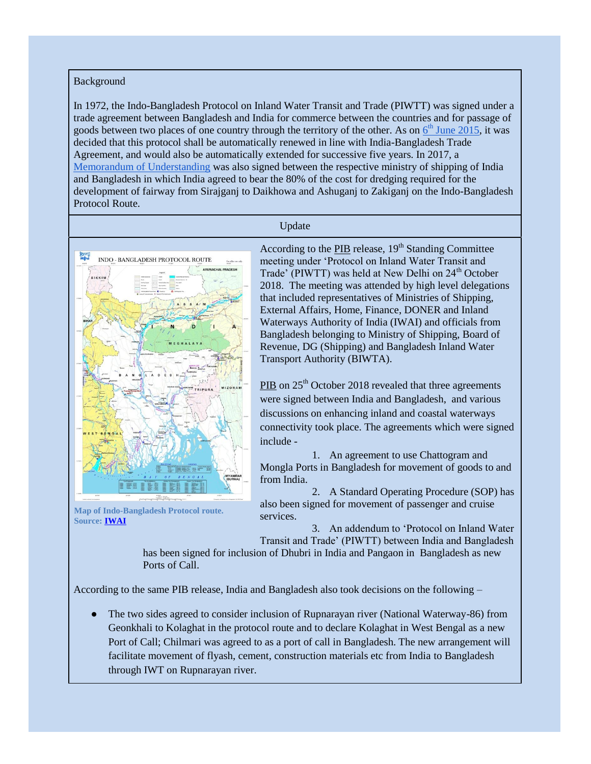Background

In 1972, the Indo-Bangladesh Protocol on Inland Water Transit and Trade (PIWTT) was signed under a trade agreement between Bangladesh and India for commerce between the countries and for passage of goods between two places of one country through the territory of the other. As on 6th June 2015, it was decided that this protocol shall be automatically renewed in line with India-Bangladesh Trade Agreement, and would also be automatically extended for successive five years. In 2017, a Memorandum of Understanding was also signed between the respective ministry of shipping of India and Bangladesh in which India agreed to bear the 80% of the cost for dredging required for the development of fairway from Sirajganj to Daikhowa and Ashuganj to Zakiganj on the Indo-Bangladesh Protocol Route.

Update

**Map of Indo-Bangladesh Protocol route. Source: IWAI**

According to the PIB release, 19th Standing Committee meeting under 'Protocol on Inland Water Transit and Trade' (PIWTT) was held at New Delhi on 24th October 2018. The meeting was attended by high level delegations that included representatives of Ministries of Shipping, External Affairs, Home, Finance, DONER and Inland Waterways Authority of India (IWAI) and officials from Bangladesh belonging to Ministry of Shipping, Board of Revenue, DG (Shipping) and Bangladesh Inland Water Transport Authority (BIWTA).

PIB on 25th October 2018 revealed that three agreements were signed between India and Bangladesh, and various discussions on enhancing inland and coastal waterways connectivity took place. The agreements which were signed include -

1. An agreement to use Chattogram and Mongla Ports in Bangladesh for movement of goods to and from India.
2. A Standard Operating Procedure (SOP) has also been signed for movement of passenger and cruise services.
3. An addendum to 'Protocol on Inland Water Transit and Trade' (PIWTT) between India and Bangladesh has been signed for inclusion of Dhubri in India and Pangaon in Bangladesh as new Ports of Call.

According to the same PIB release, India and Bangladesh also took decisions on the following –

- The two sides agreed to consider inclusion of Rupnarayan river (National Waterway-86) from Geonkhali to Kolaghat in the protocol route and to declare Kolaghat in West Bengal as a new Port of Call; Chilmari was agreed to as a port of call in Bangladesh. The new arrangement will facilitate movement of flyash, cement, construction materials etc from India to Bangladesh through IWT on Rupnarayan river.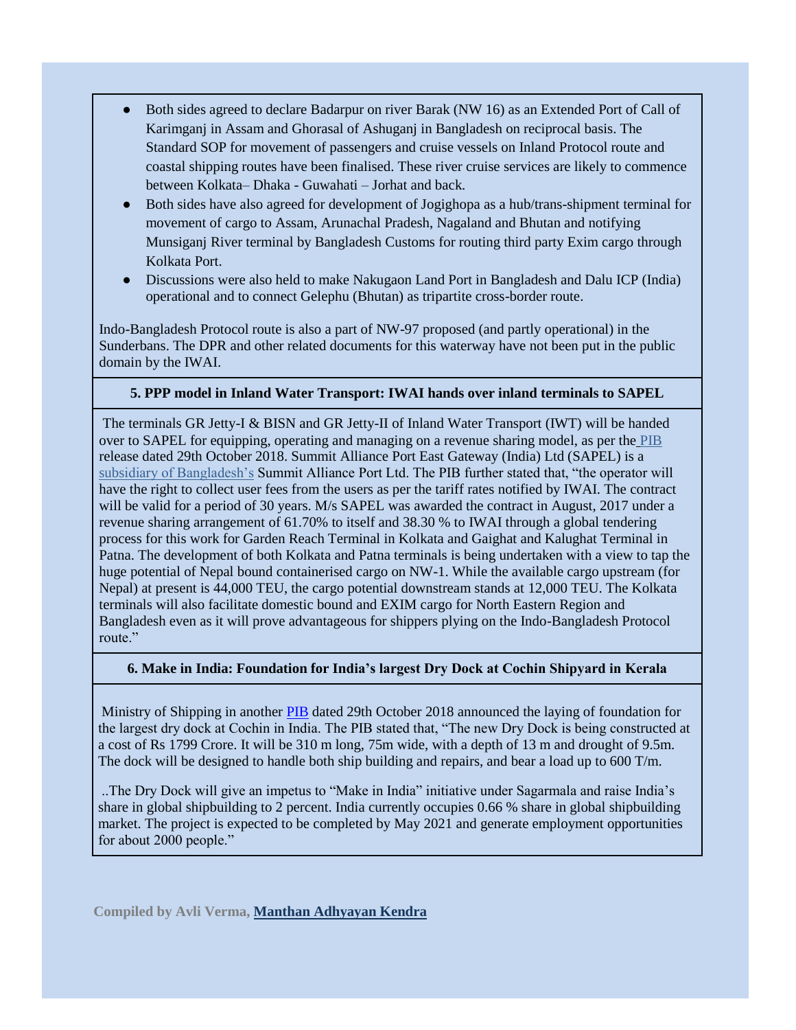- Both sides agreed to declare Badarpur on river Barak (NW 16) as an Extended Port of Call of Karimganj in Assam and Ghorasal of Ashuganj in Bangladesh on reciprocal basis. The Standard SOP for movement of passengers and cruise vessels on Inland Protocol route and coastal shipping routes have been finalised. These river cruise services are likely to commence between Kolkata– Dhaka - Guwahati – Jorhat and back.
- Both sides have also agreed for development of Jogighopa as a hub/trans-shipment terminal for movement of cargo to Assam, Arunachal Pradesh, Nagaland and Bhutan and notifying Munsiganj River terminal by Bangladesh Customs for routing third party Exim cargo through Kolkata Port.
- Discussions were also held to make Nakugaon Land Port in Bangladesh and Dalu ICP (India) operational and to connect Gelephu (Bhutan) as tripartite cross-border route.

Indo-Bangladesh Protocol route is also a part of NW-97 proposed (and partly operational) in the Sunderbans. The DPR and other related documents for this waterway have not been put in the public domain by the IWAI.

**5. PPP model in Inland Water Transport: IWAI hands over inland terminals to SAPEL**

The terminals GR Jetty-I & BISN and GR Jetty-II of Inland Water Transport (IWT) will be handed over to SAPEL for equipping, operating and managing on a revenue sharing model, as per the PIB release dated 29th October 2018. Summit Alliance Port East Gateway (India) Ltd (SAPEL) is a subsidiary of Bangladesh's Summit Alliance Port Ltd. The PIB further stated that, "the operator will have the right to collect user fees from the users as per the tariff rates notified by IWAI. The contract will be valid for a period of 30 years. M/s SAPEL was awarded the contract in August, 2017 under a revenue sharing arrangement of 61.70% to itself and 38.30 % to IWAI through a global tendering process for this work for Garden Reach Terminal in Kolkata and Gaighat and Kalughat Terminal in Patna. The development of both Kolkata and Patna terminals is being undertaken with a view to tap the huge potential of Nepal bound containerised cargo on NW-1. While the available cargo upstream (for Nepal) at present is 44,000 TEU, the cargo potential downstream stands at 12,000 TEU. The Kolkata terminals will also facilitate domestic bound and EXIM cargo for North Eastern Region and Bangladesh even as it will prove advantageous for shippers plying on the Indo-Bangladesh Protocol route."

**6. Make in India: Foundation for India's largest Dry Dock at Cochin Shipyard in Kerala**

Ministry of Shipping in another PIB dated 29th October 2018 announced the laying of foundation for the largest dry dock at Cochin in India. The PIB stated that, "The new Dry Dock is being constructed at a cost of Rs 1799 Crore. It will be 310 m long, 75m wide, with a depth of 13 m and drought of 9.5m. The dock will be designed to handle both ship building and repairs, and bear a load up to 600 T/m.

..The Dry Dock will give an impetus to "Make in India" initiative under Sagarmala and raise India's share in global shipbuilding to 2 percent. India currently occupies 0.66 % share in global shipbuilding market. The project is expected to be completed by May 2021 and generate employment opportunities for about 2000 people."

**Compiled by Avli Verma, Manthan Adhyayan Kendra**